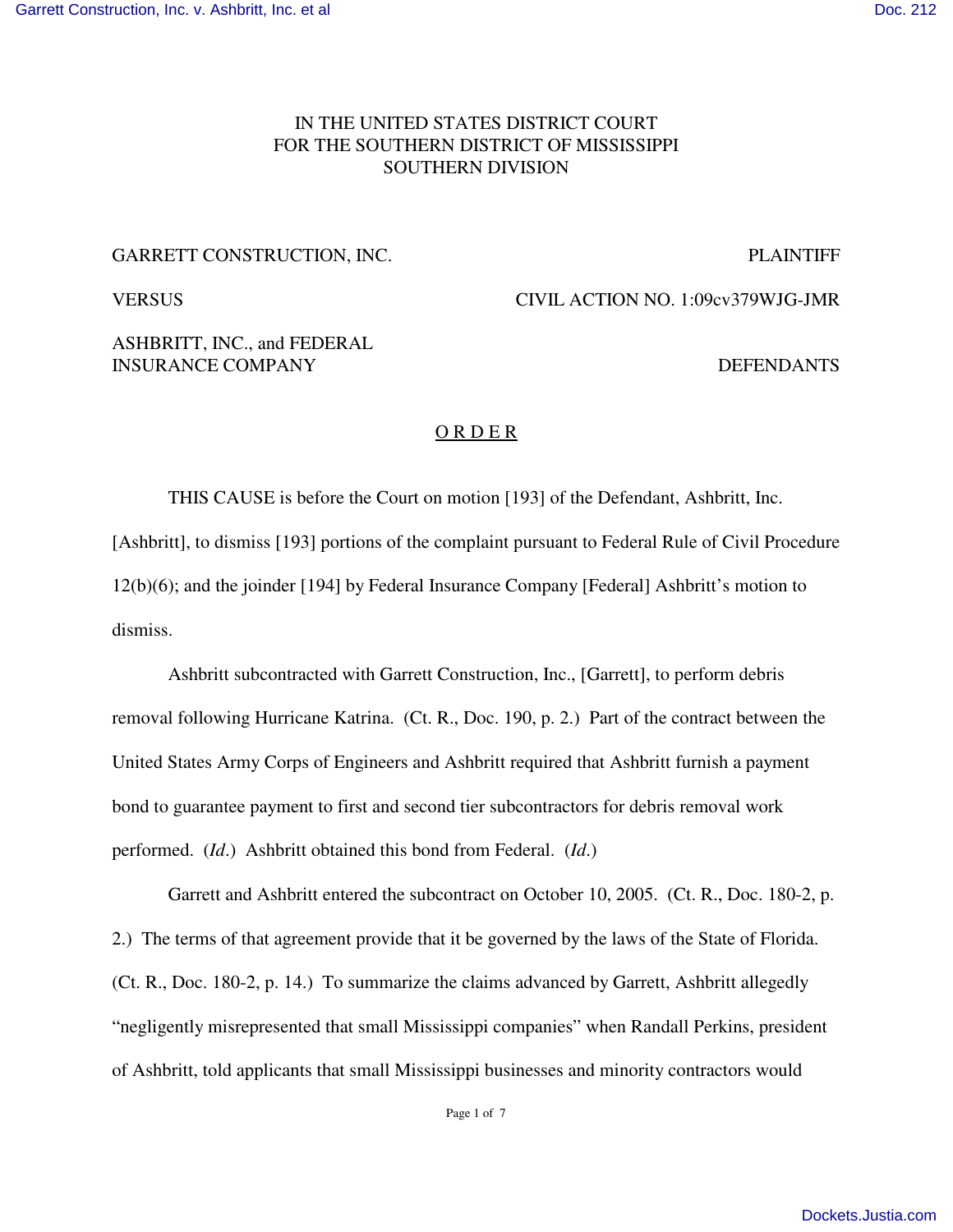IN THE UNITED STATES DISTRICT COURT
FOR THE SOUTHERN DISTRICT OF MISSISSIPPI
SOUTHERN DIVISION

GARRETT CONSTRUCTION, INC. PLAINTIFF

VERSUS CIVIL ACTION NO. 1:09cv379WJG-JMR

ASHBRITT, INC., and FEDERAL INSURANCE COMPANY DEFENDANTS

# O R D E R

THIS CAUSE is before the Court on motion [193] of the Defendant, Ashbritt, Inc. [Ashbritt], to dismiss [193] portions of the complaint pursuant to Federal Rule of Civil Procedure 12(b)(6); and the joinder [194] by Federal Insurance Company [Federal] Ashbritt's motion to dismiss.

Ashbritt subcontracted with Garrett Construction, Inc., [Garrett], to perform debris removal following Hurricane Katrina. (Ct. R., Doc. 190, p. 2.) Part of the contract between the United States Army Corps of Engineers and Ashbritt required that Ashbritt furnish a payment bond to guarantee payment to first and second tier subcontractors for debris removal work performed. (*Id*.) Ashbritt obtained this bond from Federal. (*Id*.)

Garrett and Ashbritt entered the subcontract on October 10, 2005. (Ct. R., Doc. 180-2, p. 2.) The terms of that agreement provide that it be governed by the laws of the State of Florida. (Ct. R., Doc. 180-2, p. 14.) To summarize the claims advanced by Garrett, Ashbritt allegedly "negligently misrepresented that small Mississippi companies" when Randall Perkins, president of Ashbritt, told applicants that small Mississippi businesses and minority contractors would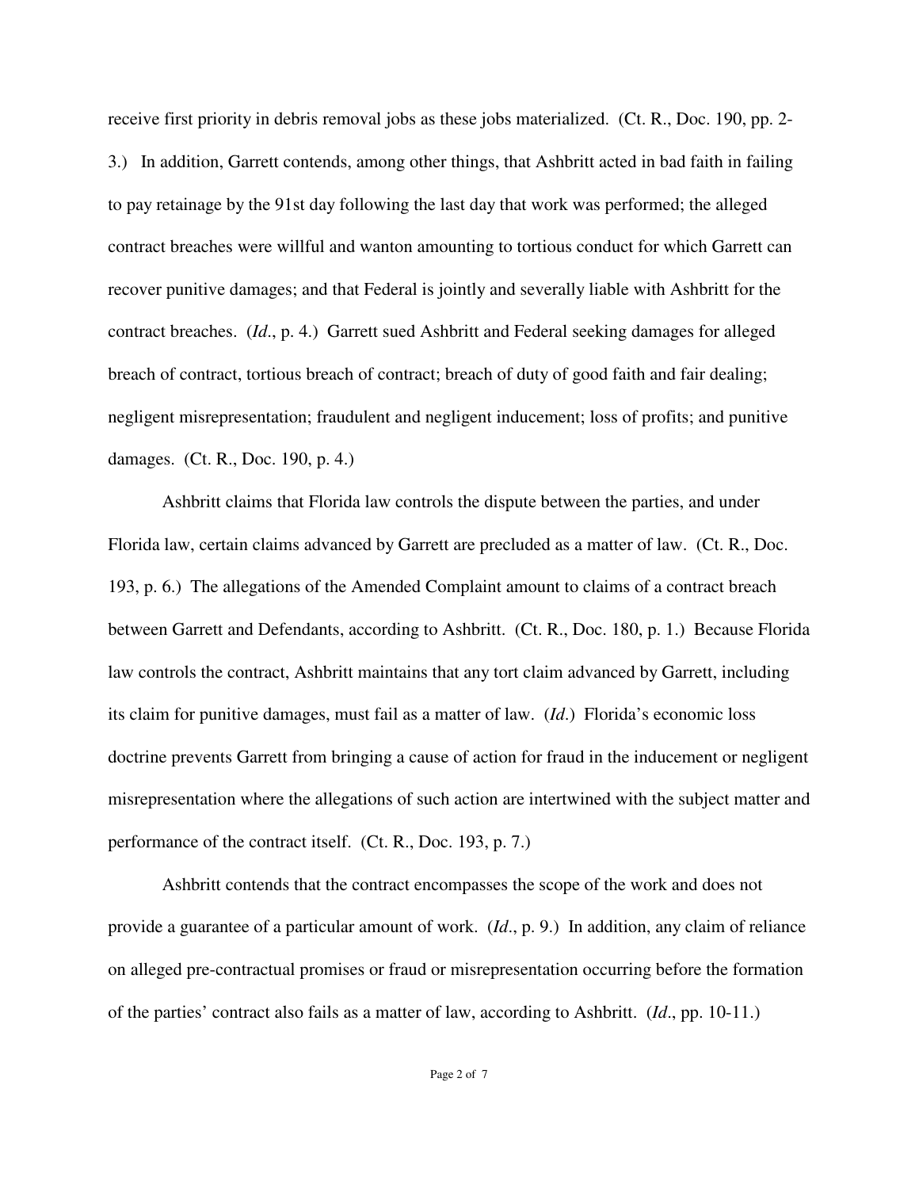receive first priority in debris removal jobs as these jobs materialized. (Ct. R., Doc. 190, pp. 2-3.) In addition, Garrett contends, among other things, that Ashbritt acted in bad faith in failing to pay retainage by the 91st day following the last day that work was performed; the alleged contract breaches were willful and wanton amounting to tortious conduct for which Garrett can recover punitive damages; and that Federal is jointly and severally liable with Ashbritt for the contract breaches. (*Id*., p. 4.) Garrett sued Ashbritt and Federal seeking damages for alleged breach of contract, tortious breach of contract; breach of duty of good faith and fair dealing; negligent misrepresentation; fraudulent and negligent inducement; loss of profits; and punitive damages. (Ct. R., Doc. 190, p. 4.)

Ashbritt claims that Florida law controls the dispute between the parties, and under Florida law, certain claims advanced by Garrett are precluded as a matter of law. (Ct. R., Doc. 193, p. 6.) The allegations of the Amended Complaint amount to claims of a contract breach between Garrett and Defendants, according to Ashbritt. (Ct. R., Doc. 180, p. 1.) Because Florida law controls the contract, Ashbritt maintains that any tort claim advanced by Garrett, including its claim for punitive damages, must fail as a matter of law. (*Id*.) Florida's economic loss doctrine prevents Garrett from bringing a cause of action for fraud in the inducement or negligent misrepresentation where the allegations of such action are intertwined with the subject matter and performance of the contract itself. (Ct. R., Doc. 193, p. 7.)

Ashbritt contends that the contract encompasses the scope of the work and does not provide a guarantee of a particular amount of work. (*Id*., p. 9.) In addition, any claim of reliance on alleged pre-contractual promises or fraud or misrepresentation occurring before the formation of the parties' contract also fails as a matter of law, according to Ashbritt. (*Id*., pp. 10-11.)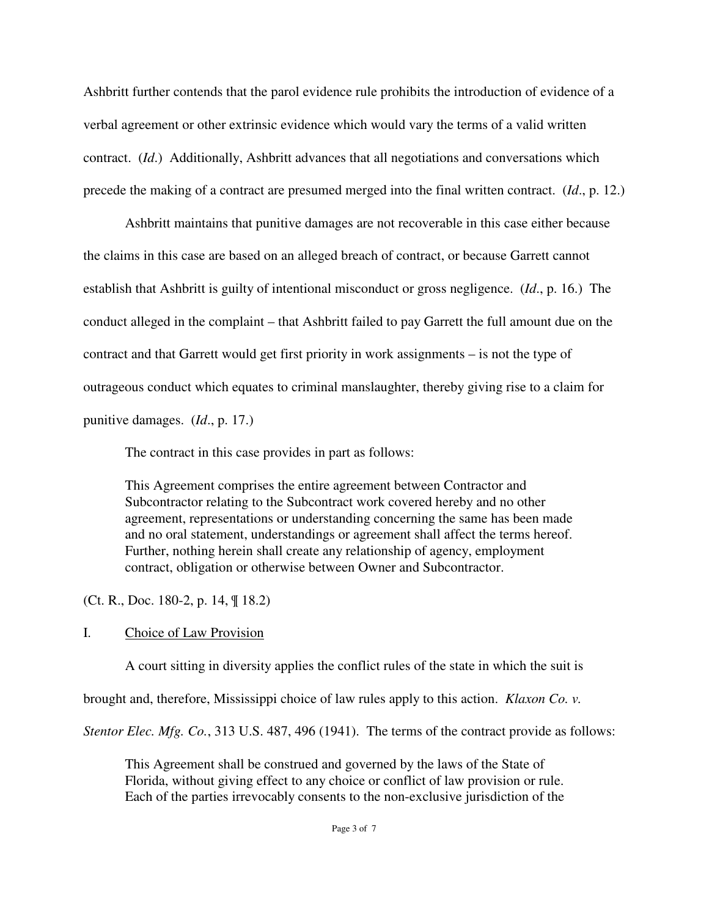Ashbritt further contends that the parol evidence rule prohibits the introduction of evidence of a verbal agreement or other extrinsic evidence which would vary the terms of a valid written contract. (*Id*.) Additionally, Ashbritt advances that all negotiations and conversations which precede the making of a contract are presumed merged into the final written contract. (*Id*., p. 12.)

Ashbritt maintains that punitive damages are not recoverable in this case either because the claims in this case are based on an alleged breach of contract, or because Garrett cannot establish that Ashbritt is guilty of intentional misconduct or gross negligence. (*Id*., p. 16.) The conduct alleged in the complaint – that Ashbritt failed to pay Garrett the full amount due on the contract and that Garrett would get first priority in work assignments – is not the type of outrageous conduct which equates to criminal manslaughter, thereby giving rise to a claim for punitive damages. (*Id*., p. 17.)

The contract in this case provides in part as follows:

> This Agreement comprises the entire agreement between Contractor and Subcontractor relating to the Subcontract work covered hereby and no other agreement, representations or understanding concerning the same has been made and no oral statement, understandings or agreement shall affect the terms hereof. Further, nothing herein shall create any relationship of agency, employment contract, obligation or otherwise between Owner and Subcontractor.

(Ct. R., Doc. 180-2, p. 14, ¶ 18.2)

I. <u>Choice of Law Provision</u>

A court sitting in diversity applies the conflict rules of the state in which the suit is brought and, therefore, Mississippi choice of law rules apply to this action. *Klaxon Co. v. Stentor Elec. Mfg. Co.*, 313 U.S. 487, 496 (1941). The terms of the contract provide as follows:

> This Agreement shall be construed and governed by the laws of the State of Florida, without giving effect to any choice or conflict of law provision or rule. Each of the parties irrevocably consents to the non-exclusive jurisdiction of the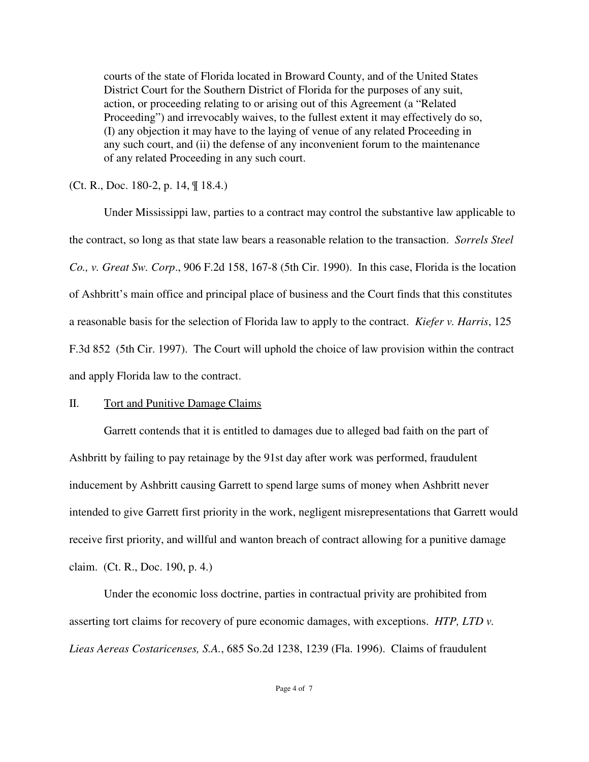> courts of the state of Florida located in Broward County, and of the United States District Court for the Southern District of Florida for the purposes of any suit, action, or proceeding relating to or arising out of this Agreement (a "Related Proceeding") and irrevocably waives, to the fullest extent it may effectively do so, (I) any objection it may have to the laying of venue of any related Proceeding in any such court, and (ii) the defense of any inconvenient forum to the maintenance of any related Proceeding in any such court.

(Ct. R., Doc. 180-2, p. 14, ¶ 18.4.)

Under Mississippi law, parties to a contract may control the substantive law applicable to the contract, so long as that state law bears a reasonable relation to the transaction. *Sorrels Steel Co., v. Great Sw. Corp*., 906 F.2d 158, 167-8 (5th Cir. 1990). In this case, Florida is the location of Ashbritt's main office and principal place of business and the Court finds that this constitutes a reasonable basis for the selection of Florida law to apply to the contract. *Kiefer v. Harris*, 125 F.3d 852 (5th Cir. 1997). The Court will uphold the choice of law provision within the contract and apply Florida law to the contract.

## II. Tort and Punitive Damage Claims

Garrett contends that it is entitled to damages due to alleged bad faith on the part of Ashbritt by failing to pay retainage by the 91st day after work was performed, fraudulent inducement by Ashbritt causing Garrett to spend large sums of money when Ashbritt never intended to give Garrett first priority in the work, negligent misrepresentations that Garrett would receive first priority, and willful and wanton breach of contract allowing for a punitive damage claim. (Ct. R., Doc. 190, p. 4.)

Under the economic loss doctrine, parties in contractual privity are prohibited from asserting tort claims for recovery of pure economic damages, with exceptions. *HTP, LTD v. Lieas Aereas Costaricenses, S.A.*, 685 So.2d 1238, 1239 (Fla. 1996). Claims of fraudulent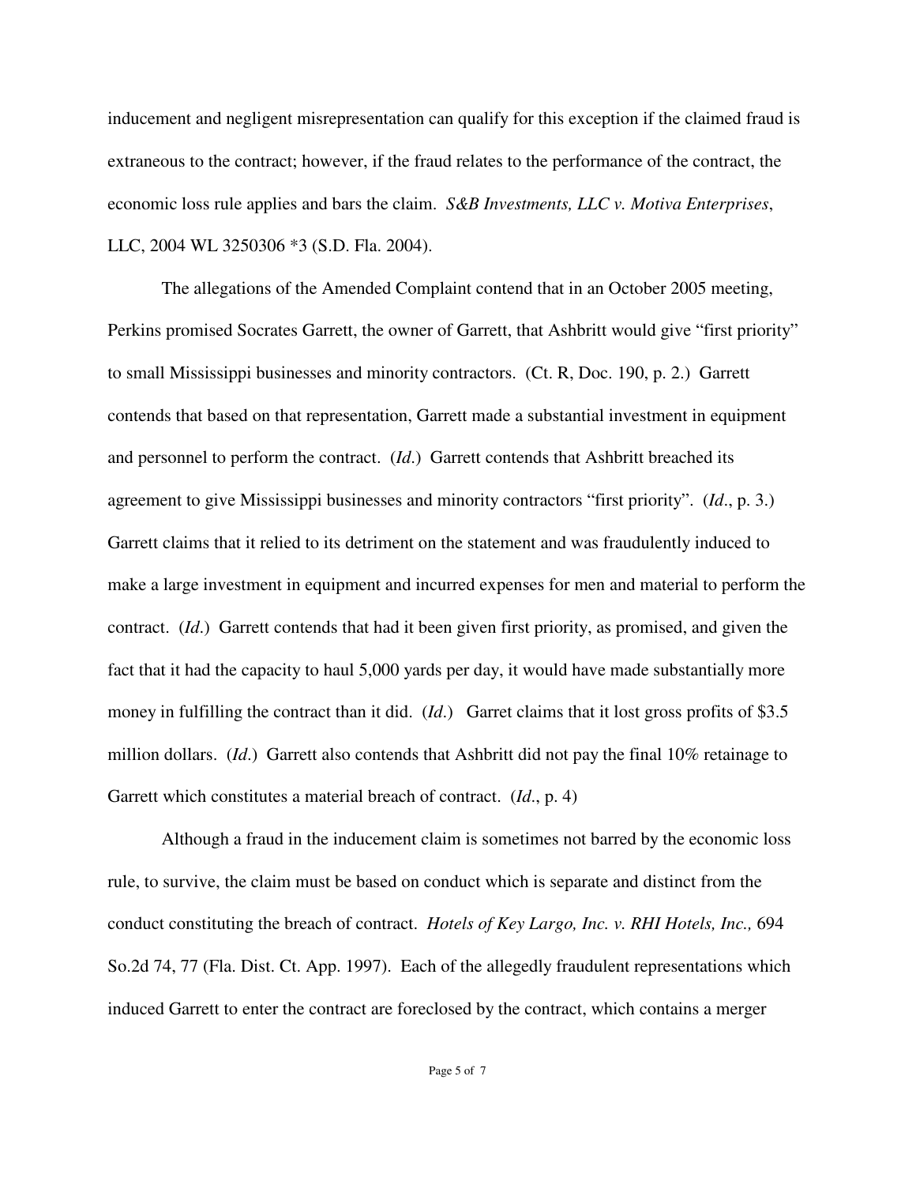inducement and negligent misrepresentation can qualify for this exception if the claimed fraud is extraneous to the contract; however, if the fraud relates to the performance of the contract, the economic loss rule applies and bars the claim. *S&B Investments, LLC v. Motiva Enterprises*, LLC, 2004 WL 3250306 *3 (S.D. Fla. 2004).

The allegations of the Amended Complaint contend that in an October 2005 meeting, Perkins promised Socrates Garrett, the owner of Garrett, that Ashbritt would give "first priority" to small Mississippi businesses and minority contractors. (Ct. R, Doc. 190, p. 2.) Garrett contends that based on that representation, Garrett made a substantial investment in equipment and personnel to perform the contract. (*Id*.) Garrett contends that Ashbritt breached its agreement to give Mississippi businesses and minority contractors "first priority". (*Id*., p. 3.) Garrett claims that it relied to its detriment on the statement and was fraudulently induced to make a large investment in equipment and incurred expenses for men and material to perform the contract. (*Id*.) Garrett contends that had it been given first priority, as promised, and given the fact that it had the capacity to haul 5,000 yards per day, it would have made substantially more money in fulfilling the contract than it did. (*Id*.) Garret claims that it lost gross profits of $3.5 million dollars. (*Id*.) Garrett also contends that Ashbritt did not pay the final 10% retainage to Garrett which constitutes a material breach of contract. (*Id*., p. 4)

Although a fraud in the inducement claim is sometimes not barred by the economic loss rule, to survive, the claim must be based on conduct which is separate and distinct from the conduct constituting the breach of contract. *Hotels of Key Largo, Inc. v. RHI Hotels, Inc.,* 694 So.2d 74, 77 (Fla. Dist. Ct. App. 1997). Each of the allegedly fraudulent representations which induced Garrett to enter the contract are foreclosed by the contract, which contains a merger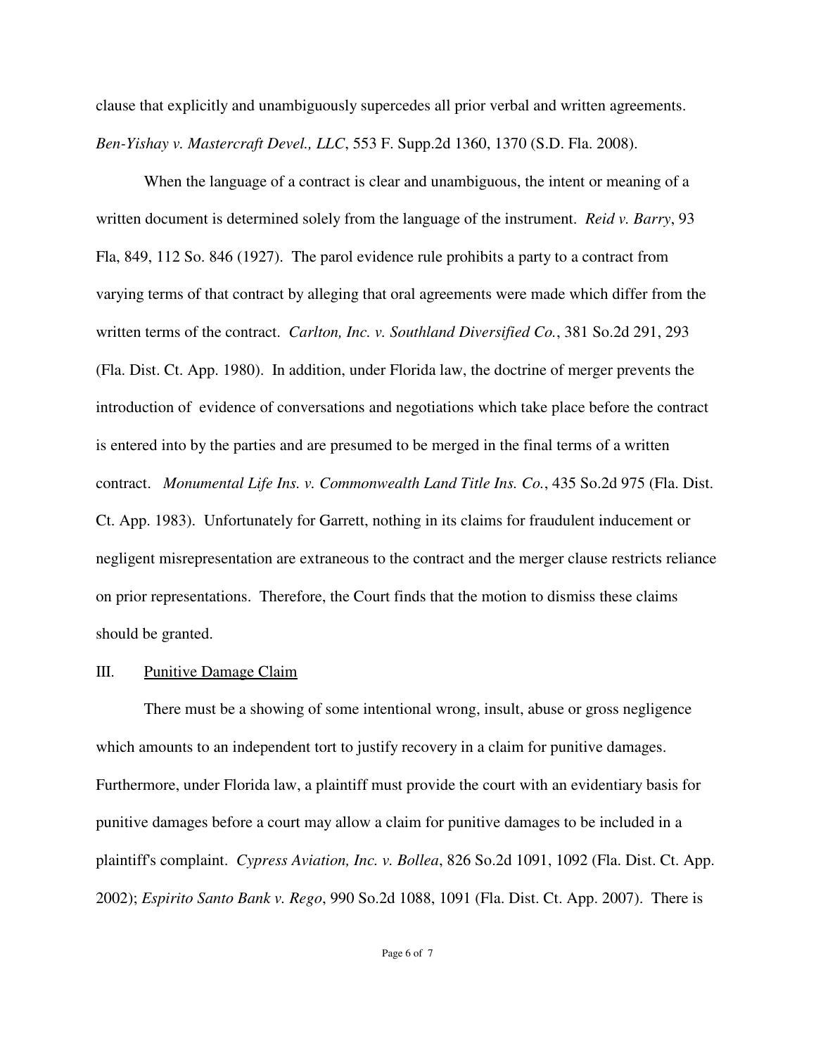clause that explicitly and unambiguously supercedes all prior verbal and written agreements. *Ben-Yishay v. Mastercraft Devel., LLC*, 553 F. Supp.2d 1360, 1370 (S.D. Fla. 2008).

When the language of a contract is clear and unambiguous, the intent or meaning of a written document is determined solely from the language of the instrument. *Reid v. Barry*, 93 Fla, 849, 112 So. 846 (1927). The parol evidence rule prohibits a party to a contract from varying terms of that contract by alleging that oral agreements were made which differ from the written terms of the contract. *Carlton, Inc. v. Southland Diversified Co.*, 381 So.2d 291, 293 (Fla. Dist. Ct. App. 1980). In addition, under Florida law, the doctrine of merger prevents the introduction of evidence of conversations and negotiations which take place before the contract is entered into by the parties and are presumed to be merged in the final terms of a written contract. *Monumental Life Ins. v. Commonwealth Land Title Ins. Co.*, 435 So.2d 975 (Fla. Dist. Ct. App. 1983). Unfortunately for Garrett, nothing in its claims for fraudulent inducement or negligent misrepresentation are extraneous to the contract and the merger clause restricts reliance on prior representations. Therefore, the Court finds that the motion to dismiss these claims should be granted.

III. <u>Punitive Damage Claim</u>

There must be a showing of some intentional wrong, insult, abuse or gross negligence which amounts to an independent tort to justify recovery in a claim for punitive damages. Furthermore, under Florida law, a plaintiff must provide the court with an evidentiary basis for punitive damages before a court may allow a claim for punitive damages to be included in a plaintiff's complaint. *Cypress Aviation, Inc. v. Bollea*, 826 So.2d 1091, 1092 (Fla. Dist. Ct. App. 2002); *Espirito Santo Bank v. Rego*, 990 So.2d 1088, 1091 (Fla. Dist. Ct. App. 2007). There is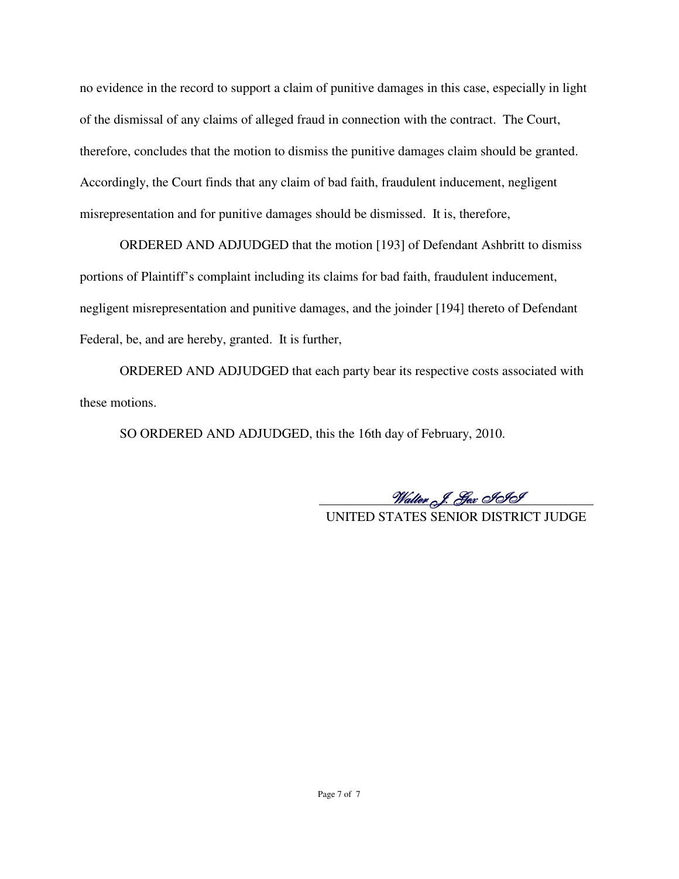no evidence in the record to support a claim of punitive damages in this case, especially in light of the dismissal of any claims of alleged fraud in connection with the contract. The Court, therefore, concludes that the motion to dismiss the punitive damages claim should be granted. Accordingly, the Court finds that any claim of bad faith, fraudulent inducement, negligent misrepresentation and for punitive damages should be dismissed. It is, therefore,

ORDERED AND ADJUDGED that the motion [193] of Defendant Ashbritt to dismiss portions of Plaintiff's complaint including its claims for bad faith, fraudulent inducement, negligent misrepresentation and punitive damages, and the joinder [194] thereto of Defendant Federal, be, and are hereby, granted. It is further,

ORDERED AND ADJUDGED that each party bear its respective costs associated with these motions.

SO ORDERED AND ADJUDGED, this the 16th day of February, 2010.

*Walter J. Gex III*

UNITED STATES SENIOR DISTRICT JUDGE